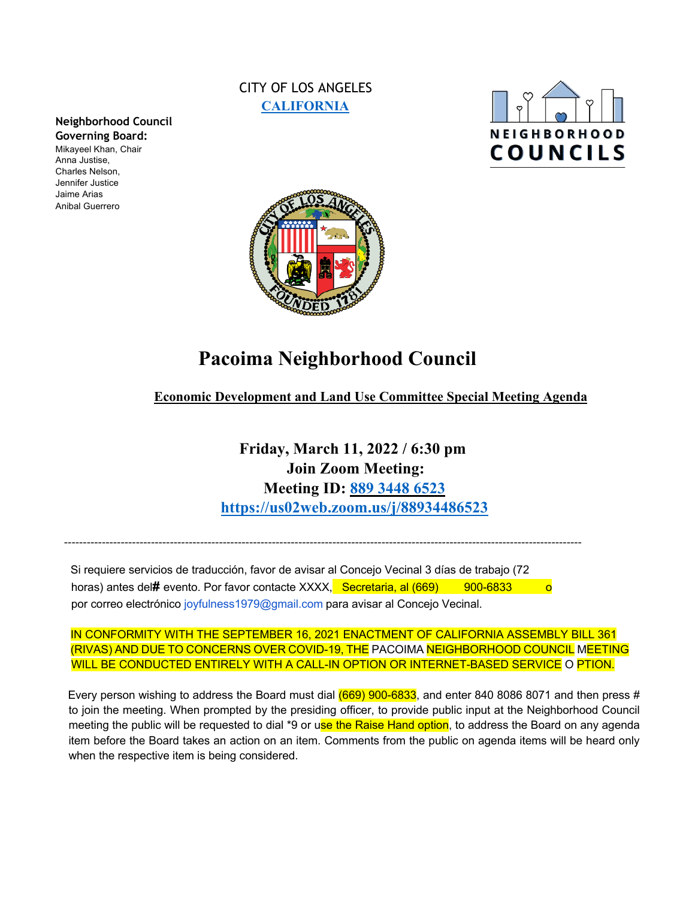CITY OF LOS ANGELES
CALIFORNIA

**Neighborhood Council Governing Board:**
Mikayeel Khan, Chair
Anna Justise,
Charles Nelson,
Jennifer Justice
Jaime Arias
Anibal Guerrero

NEIGHBORHOOD COUNCILS

# Pacoima Neighborhood Council

## Economic Development and Land Use Committee Special Meeting Agenda

**Friday, March 11, 2022 / 6:30 pm**
**Join Zoom Meeting:**
**Meeting ID: 889 3448 6523**
**https://us02web.zoom.us/j/88934486523**

---

Si requiere servicios de traducción, favor de avisar al Concejo Vecinal 3 días de trabajo (72 horas) antes del# evento. Por favor contacte XXXX, Secretaria, al (669) 900-6833 o por correo electrónico joyfulness1979@gmail.com para avisar al Concejo Vecinal.

IN CONFORMITY WITH THE SEPTEMBER 16, 2021 ENACTMENT OF CALIFORNIA ASSEMBLY BILL 361 (RIVAS) AND DUE TO CONCERNS OVER COVID-19, THE PACOIMA NEIGHBORHOOD COUNCIL MEETING WILL BE CONDUCTED ENTIRELY WITH A CALL-IN OPTION OR INTERNET-BASED SERVICE O PTION.

Every person wishing to address the Board must dial (669) 900-6833, and enter 840 8086 8071 and then press # to join the meeting. When prompted by the presiding officer, to provide public input at the Neighborhood Council meeting the public will be requested to dial *9 or use the Raise Hand option, to address the Board on any agenda item before the Board takes an action on an item. Comments from the public on agenda items will be heard only when the respective item is being considered.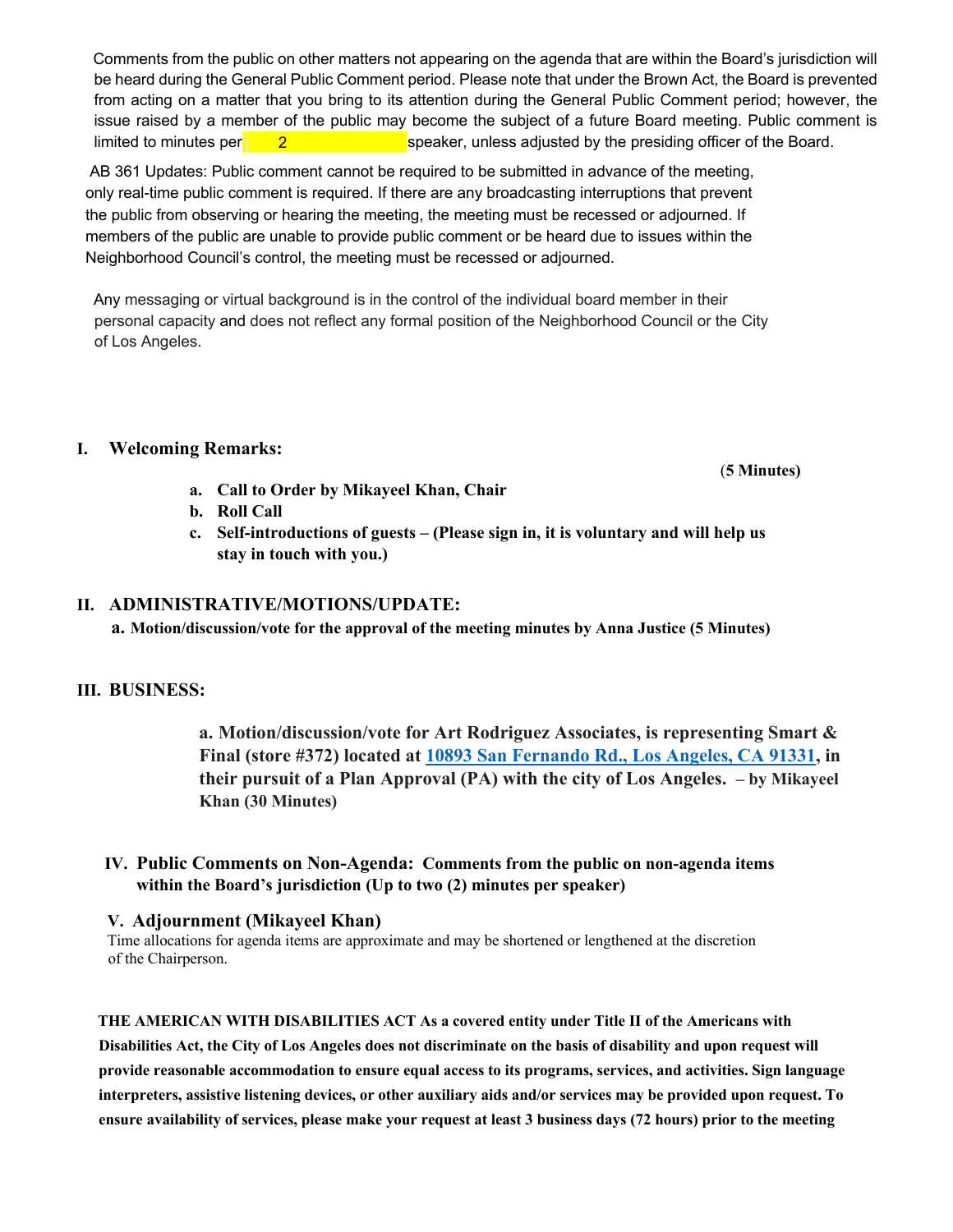Comments from the public on other matters not appearing on the agenda that are within the Board's jurisdiction will be heard during the General Public Comment period. Please note that under the Brown Act, the Board is prevented from acting on a matter that you bring to its attention during the General Public Comment period; however, the issue raised by a member of the public may become the subject of a future Board meeting. Public comment is limited to minutes per 2 speaker, unless adjusted by the presiding officer of the Board.

AB 361 Updates: Public comment cannot be required to be submitted in advance of the meeting, only real-time public comment is required. If there are any broadcasting interruptions that prevent the public from observing or hearing the meeting, the meeting must be recessed or adjourned. If members of the public are unable to provide public comment or be heard due to issues within the Neighborhood Council's control, the meeting must be recessed or adjourned.

Any messaging or virtual background is in the control of the individual board member in their personal capacity and does not reflect any formal position of the Neighborhood Council or the City of Los Angeles.

## I. Welcoming Remarks:

**(5 Minutes)**

- **a. Call to Order by Mikayeel Khan, Chair**
- **b. Roll Call**
- **c. Self-introductions of guests – (Please sign in, it is voluntary and will help us stay in touch with you.)**

## II. ADMINISTRATIVE/MOTIONS/UPDATE:

**a. Motion/discussion/vote for the approval of the meeting minutes by Anna Justice (5 Minutes)**

## III. BUSINESS:

**a. Motion/discussion/vote for Art Rodriguez Associates, is representing Smart & Final (store #372) located at 10893 San Fernando Rd., Los Angeles, CA 91331, in their pursuit of a Plan Approval (PA) with the city of Los Angeles. – by Mikayeel Khan (30 Minutes)**

## IV. Public Comments on Non-Agenda: Comments from the public on non-agenda items within the Board's jurisdiction (Up to two (2) minutes per speaker)

## V. Adjournment (Mikayeel Khan)

Time allocations for agenda items are approximate and may be shortened or lengthened at the discretion of the Chairperson.

**THE AMERICAN WITH DISABILITIES ACT As a covered entity under Title II of the Americans with Disabilities Act, the City of Los Angeles does not discriminate on the basis of disability and upon request will provide reasonable accommodation to ensure equal access to its programs, services, and activities. Sign language interpreters, assistive listening devices, or other auxiliary aids and/or services may be provided upon request. To ensure availability of services, please make your request at least 3 business days (72 hours) prior to the meeting**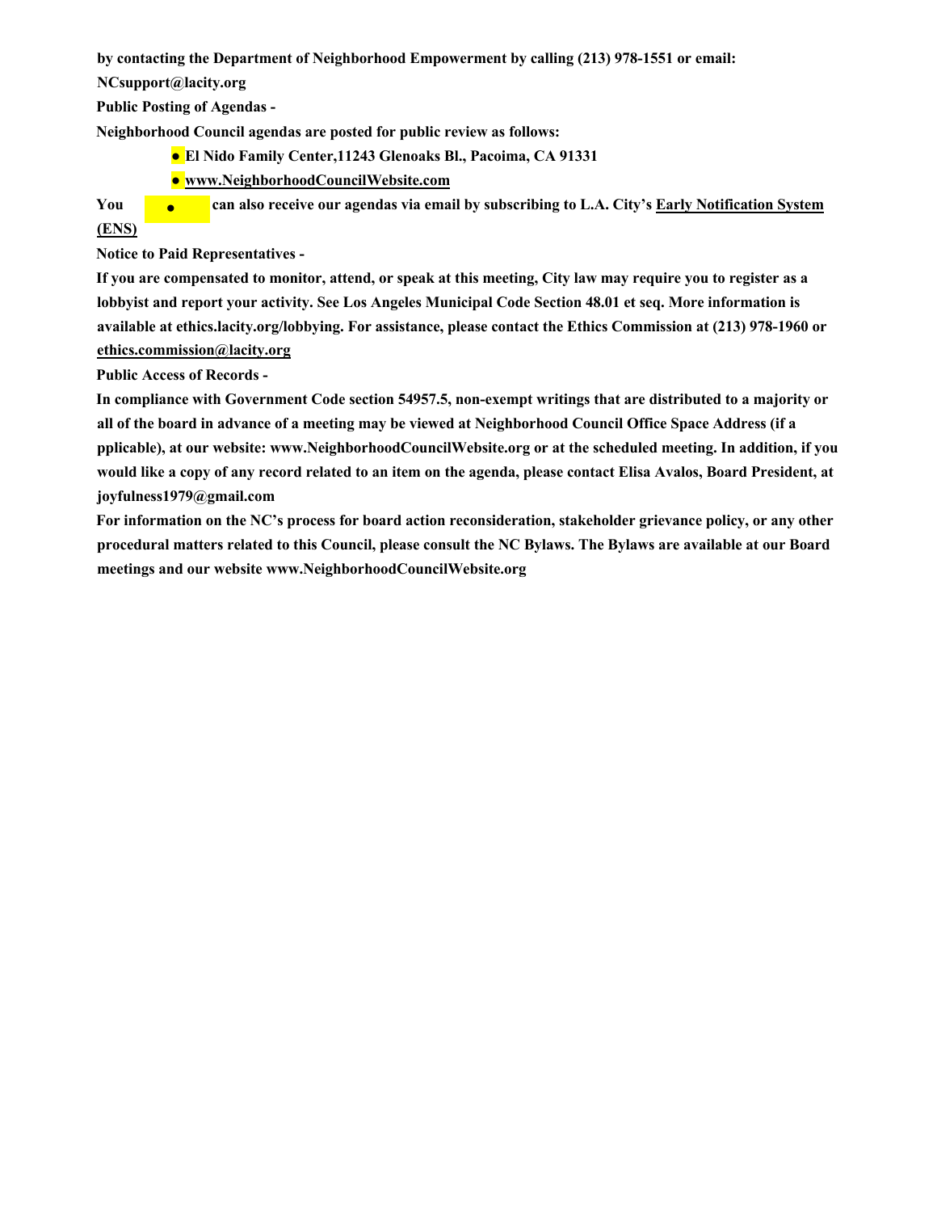**by contacting the Department of Neighborhood Empowerment by calling (213) 978-1551 or email: NCsupport@lacity.org**

**Public Posting of Agendas -**

**Neighborhood Council agendas are posted for public review as follows:**

- **El Nido Family Center,11243 Glenoaks Bl., Pacoima, CA 91331**
- **www.NeighborhoodCouncilWebsite.com**

**You can also receive our agendas via email by subscribing to L.A. City's Early Notification System (ENS)**

**Notice to Paid Representatives -**

**If you are compensated to monitor, attend, or speak at this meeting, City law may require you to register as a lobbyist and report your activity. See Los Angeles Municipal Code Section 48.01 et seq. More information is available at ethics.lacity.org/lobbying. For assistance, please contact the Ethics Commission at (213) 978-1960 or ethics.commission@lacity.org**

**Public Access of Records -**

**In compliance with Government Code section 54957.5, non-exempt writings that are distributed to a majority or all of the board in advance of a meeting may be viewed at Neighborhood Council Office Space Address (if a pplicable), at our website: www.NeighborhoodCouncilWebsite.org or at the scheduled meeting. In addition, if you would like a copy of any record related to an item on the agenda, please contact Elisa Avalos, Board President, at joyfulness1979@gmail.com**

**For information on the NC's process for board action reconsideration, stakeholder grievance policy, or any other procedural matters related to this Council, please consult the NC Bylaws. The Bylaws are available at our Board meetings and our website www.NeighborhoodCouncilWebsite.org**